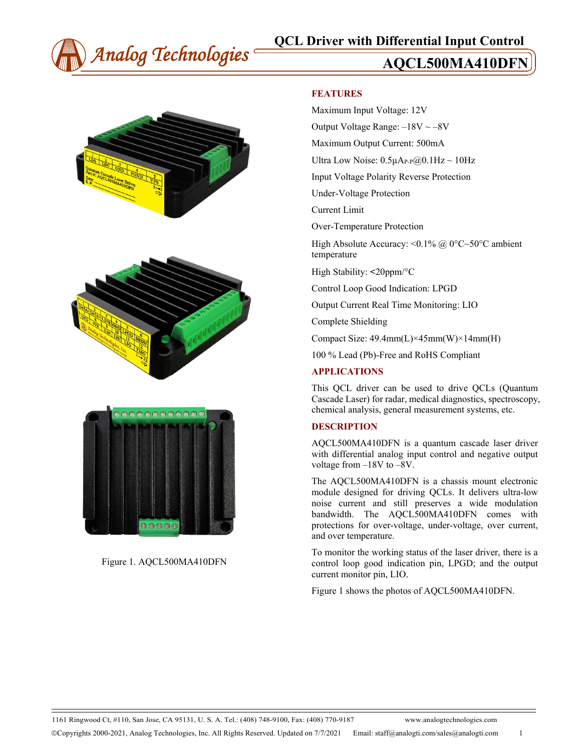# QCL Driver with Differential Input Control

# AQCL500MA410DFN

Figure 1. AQCL500MA410DFN

## FEATURES

Maximum Input Voltage: 12V

Output Voltage Range: –18V ~ –8V

Maximum Output Current: 500mA

Ultra Low Noise: 0.5μA$_{P-P}$@0.1Hz ~ 10Hz

Input Voltage Polarity Reverse Protection

Under-Voltage Protection

Current Limit

Over-Temperature Protection

High Absolute Accuracy: <0.1% @ 0°C~50°C ambient temperature

High Stability: <20ppm/°C

Control Loop Good Indication: LPGD

Output Current Real Time Monitoring: LIO

Complete Shielding

Compact Size: 49.4mm(L)×45mm(W)×14mm(H)

100 % Lead (Pb)-Free and RoHS Compliant

## APPLICATIONS

This QCL driver can be used to drive QCLs (Quantum Cascade Laser) for radar, medical diagnostics, spectroscopy, chemical analysis, general measurement systems, etc.

## DESCRIPTION

AQCL500MA410DFN is a quantum cascade laser driver with differential analog input control and negative output voltage from –18V to –8V.

The AQCL500MA410DFN is a chassis mount electronic module designed for driving QCLs. It delivers ultra-low noise current and still preserves a wide modulation bandwidth. The AQCL500MA410DFN comes with protections for over-voltage, under-voltage, over current, and over temperature.

To monitor the working status of the laser driver, there is a control loop good indication pin, LPGD; and the output current monitor pin, LIO.

Figure 1 shows the photos of AQCL500MA410DFN.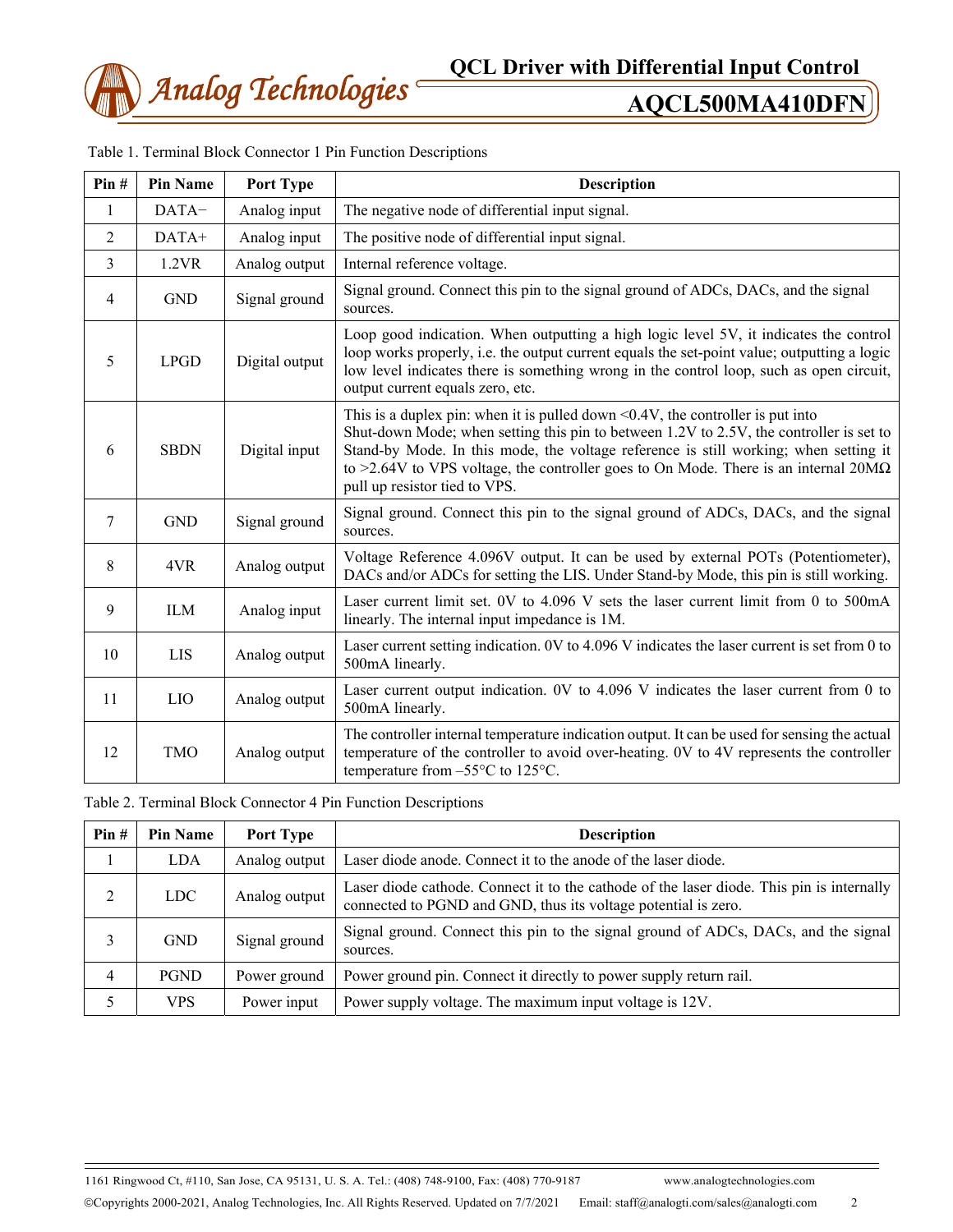Table 1. Terminal Block Connector 1 Pin Function Descriptions

| Pin # | Pin Name | Port Type | Description |
|---|---|---|---|
| 1 | DATA− | Analog input | The negative node of differential input signal. |
| 2 | DATA+ | Analog input | The positive node of differential input signal. |
| 3 | 1.2VR | Analog output | Internal reference voltage. |
| 4 | GND | Signal ground | Signal ground. Connect this pin to the signal ground of ADCs, DACs, and the signal sources. |
| 5 | LPGD | Digital output | Loop good indication. When outputting a high logic level 5V, it indicates the control loop works properly, i.e. the output current equals the set-point value; outputting a logic low level indicates there is something wrong in the control loop, such as open circuit, output current equals zero, etc. |
| 6 | SBDN | Digital input | This is a duplex pin: when it is pulled down <0.4V, the controller is put into Shut-down Mode; when setting this pin to between 1.2V to 2.5V, the controller is set to Stand-by Mode. In this mode, the voltage reference is still working; when setting it to >2.64V to VPS voltage, the controller goes to On Mode. There is an internal 20MΩ pull up resistor tied to VPS. |
| 7 | GND | Signal ground | Signal ground. Connect this pin to the signal ground of ADCs, DACs, and the signal sources. |
| 8 | 4VR | Analog output | Voltage Reference 4.096V output. It can be used by external POTs (Potentiometer), DACs and/or ADCs for setting the LIS. Under Stand-by Mode, this pin is still working. |
| 9 | ILM | Analog input | Laser current limit set. 0V to 4.096 V sets the laser current limit from 0 to 500mA linearly. The internal input impedance is 1M. |
| 10 | LIS | Analog output | Laser current setting indication. 0V to 4.096 V indicates the laser current is set from 0 to 500mA linearly. |
| 11 | LIO | Analog output | Laser current output indication. 0V to 4.096 V indicates the laser current from 0 to 500mA linearly. |
| 12 | TMO | Analog output | The controller internal temperature indication output. It can be used for sensing the actual temperature of the controller to avoid over-heating. 0V to 4V represents the controller temperature from –55°C to 125°C. |

Table 2. Terminal Block Connector 4 Pin Function Descriptions

| Pin # | Pin Name | Port Type | Description |
|---|---|---|---|
| 1 | LDA | Analog output | Laser diode anode. Connect it to the anode of the laser diode. |
| 2 | LDC | Analog output | Laser diode cathode. Connect it to the cathode of the laser diode. This pin is internally connected to PGND and GND, thus its voltage potential is zero. |
| 3 | GND | Signal ground | Signal ground. Connect this pin to the signal ground of ADCs, DACs, and the signal sources. |
| 4 | PGND | Power ground | Power ground pin. Connect it directly to power supply return rail. |
| 5 | VPS | Power input | Power supply voltage. The maximum input voltage is 12V. |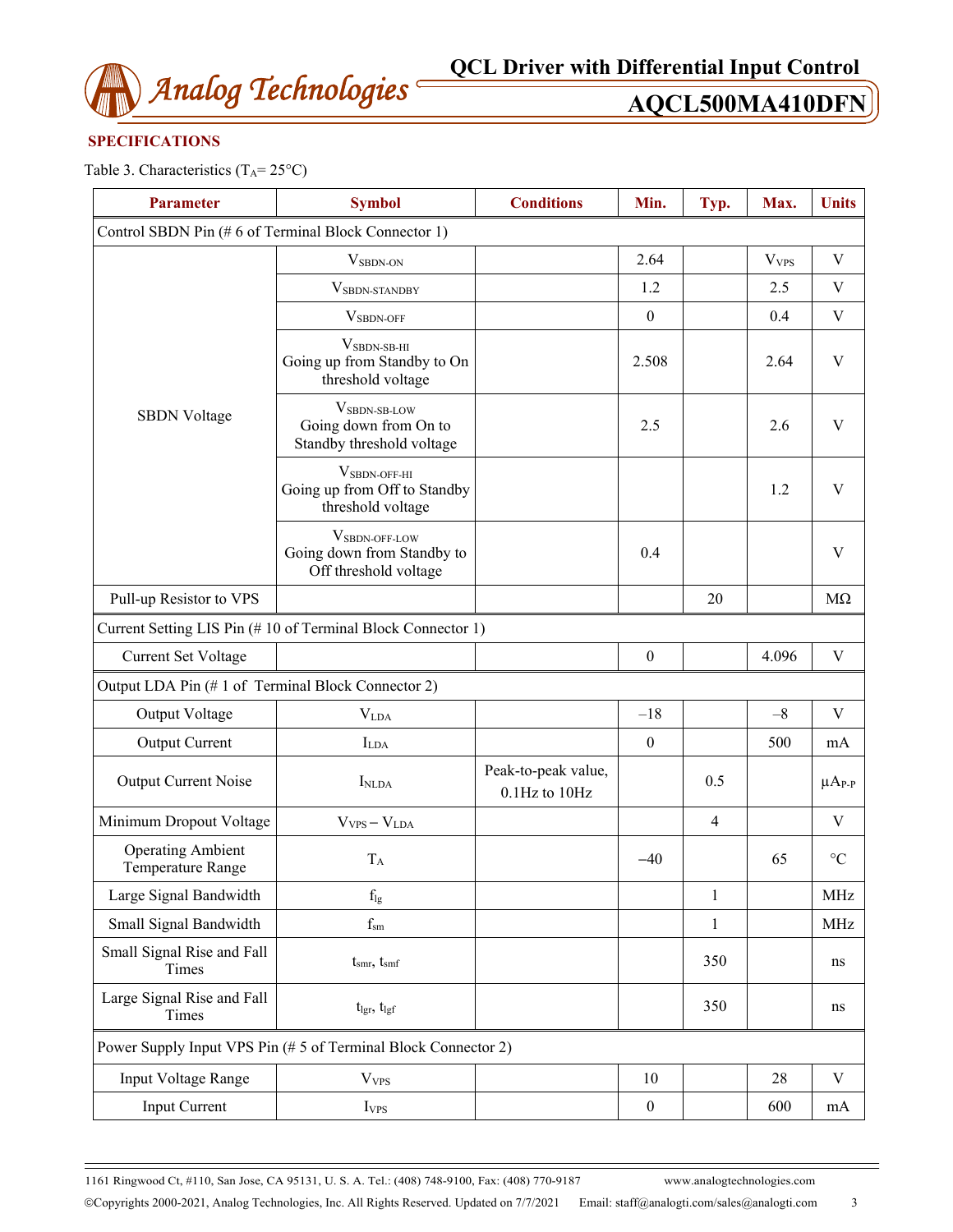## SPECIFICATIONS

Table 3. Characteristics ($T_A$= 25°C)

| Parameter | Symbol | Conditions | Min. | Typ. | Max. | Units |
|---|---|---|---|---|---|---|
| Control SBDN Pin (# 6 of Terminal Block Connector 1) | | | | | | |
| SBDN Voltage | $V_{SBDN-ON}$ | | 2.64 | | $V_{VPS}$ | V |
| | $V_{SBDN-STANDBY}$ | | 1.2 | | 2.5 | V |
| | $V_{SBDN-OFF}$ | | 0 | | 0.4 | V |
| | $V_{SBDN-SB-HI}$ Going up from Standby to On threshold voltage | | 2.508 | | 2.64 | V |
| | $V_{SBDN-SB-LOW}$ Going down from On to Standby threshold voltage | | 2.5 | | 2.6 | V |
| | $V_{SBDN-OFF-HI}$ Going up from Off to Standby threshold voltage | | | | 1.2 | V |
| | $V_{SBDN-OFF-LOW}$ Going down from Standby to Off threshold voltage | | 0.4 | | | V |
| Pull-up Resistor to VPS | | | | 20 | | MΩ |
| Current Setting LIS Pin (# 10 of Terminal Block Connector 1) | | | | | | |
| Current Set Voltage | | | 0 | | 4.096 | V |
| Output LDA Pin (# 1 of Terminal Block Connector 2) | | | | | | |
| Output Voltage | $V_{LDA}$ | | –18 | | –8 | V |
| Output Current | $I_{LDA}$ | | 0 | | 500 | mA |
| Output Current Noise | $I_{NLDA}$ | Peak-to-peak value, 0.1Hz to 10Hz | | 0.5 | | $\mu A_{P-P}$ |
| Minimum Dropout Voltage | $V_{VPS} – V_{LDA}$ | | | 4 | | V |
| Operating Ambient Temperature Range | $T_A$ | | –40 | | 65 | °C |
| Large Signal Bandwidth | $f_{lg}$ | | | 1 | | MHz |
| Small Signal Bandwidth | $f_{sm}$ | | | 1 | | MHz |
| Small Signal Rise and Fall Times | $t_{smr}$, $t_{smf}$ | | | 350 | | ns |
| Large Signal Rise and Fall Times | $t_{lgr}$, $t_{lgf}$ | | | 350 | | ns |
| Power Supply Input VPS Pin (# 5 of Terminal Block Connector 2) | | | | | | |
| Input Voltage Range | $V_{VPS}$ | | 10 | | 28 | V |
| Input Current | $I_{VPS}$ | | 0 | | 600 | mA |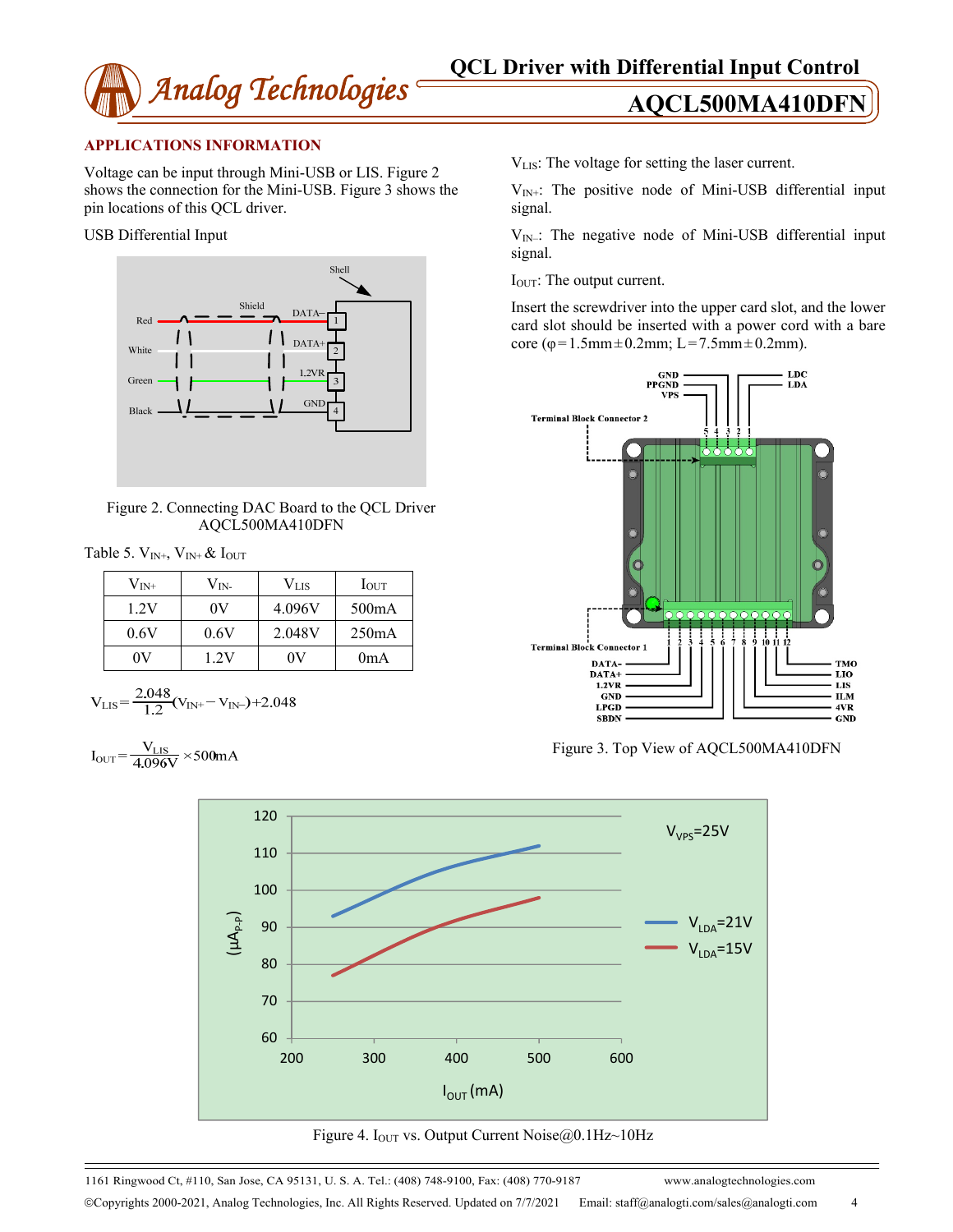## APPLICATIONS INFORMATION

Voltage can be input through Mini-USB or LIS. Figure 2 shows the connection for the Mini-USB. Figure 3 shows the pin locations of this QCL driver.

USB Differential Input

Figure 2. Connecting DAC Board to the QCL Driver AQCL500MA410DFN

Table 5. $V_{IN+}$, $V_{IN+}$ & $I_{OUT}$

| $V_{IN+}$ | $V_{IN-}$ | $V_{LIS}$ | $I_{OUT}$ |
|---|---|---|---|
| 1.2V | 0V | 4.096V | 500mA |
| 0.6V | 0.6V | 2.048V | 250mA |
| 0V | 1.2V | 0V | 0mA |

$$V_{LIS} = \frac{2.048}{1.2}(V_{IN+} - V_{IN-}) + 2.048$$

$$I_{OUT} = \frac{V_{LIS}}{4.096V} \times 500mA$$

$V_{LIS}$: The voltage for setting the laser current.

$V_{IN+}$: The positive node of Mini-USB differential input signal.

$V_{IN-}$: The negative node of Mini-USB differential input signal.

$I_{OUT}$: The output current.

Insert the screwdriver into the upper card slot, and the lower card slot should be inserted with a power cord with a bare core (φ=1.5mm±0.2mm; L=7.5mm±0.2mm).

Figure 3. Top View of AQCL500MA410DFN

Figure 4. $I_{OUT}$ vs. Output Current Noise@0.1Hz~10Hz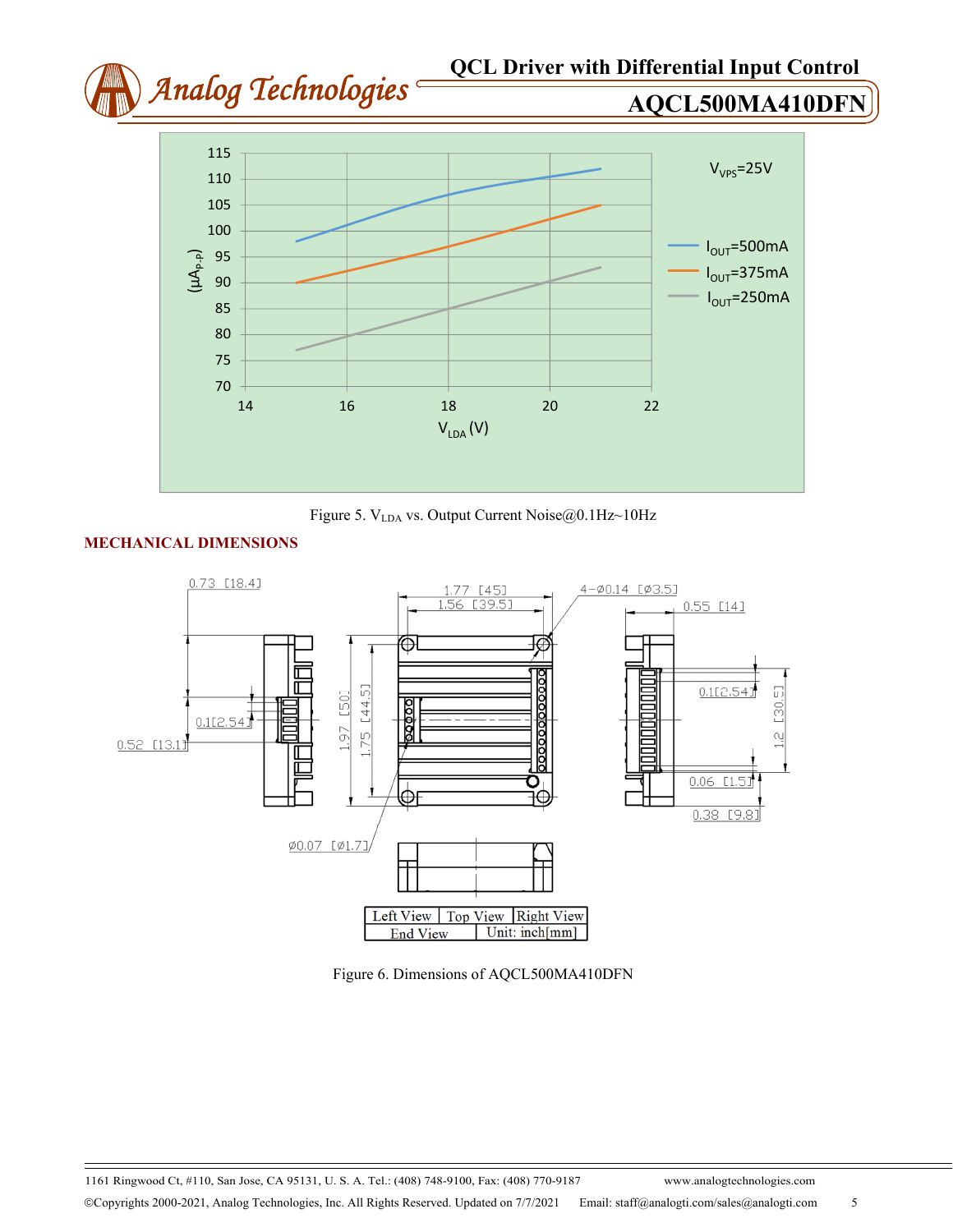Figure 5. $V_{LDA}$ vs. Output Current Noise@0.1Hz~10Hz

## MECHANICAL DIMENSIONS

Figure 6. Dimensions of AQCL500MA410DFN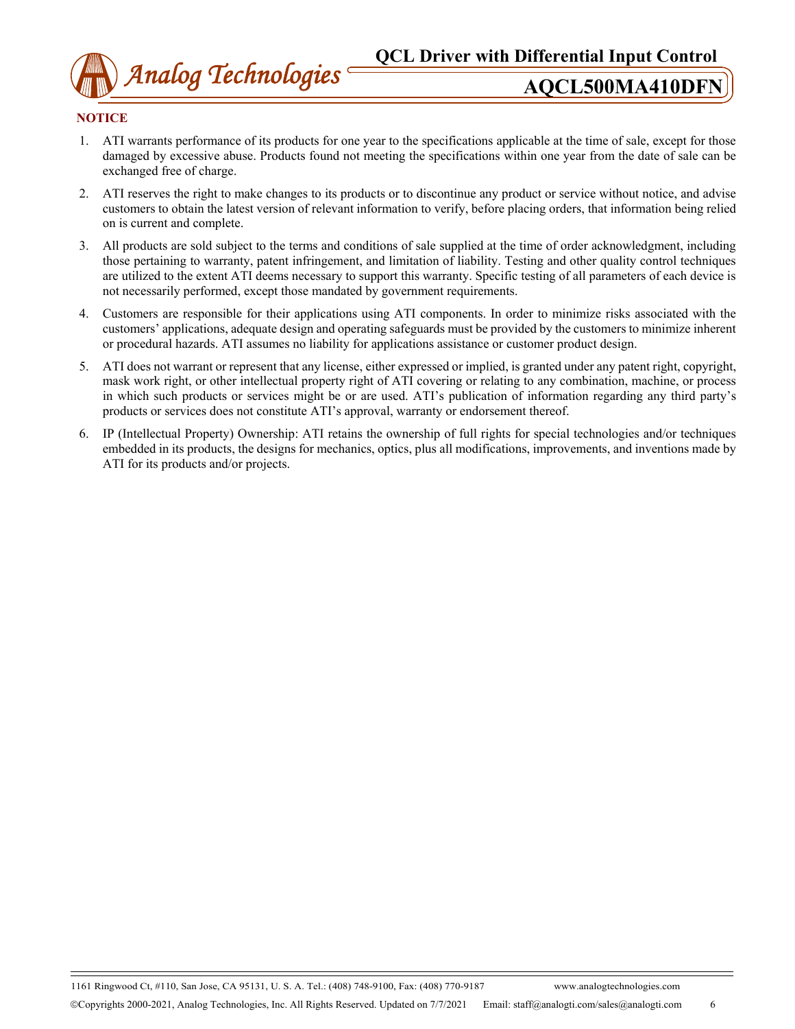## NOTICE

1. ATI warrants performance of its products for one year to the specifications applicable at the time of sale, except for those damaged by excessive abuse. Products found not meeting the specifications within one year from the date of sale can be exchanged free of charge.
2. ATI reserves the right to make changes to its products or to discontinue any product or service without notice, and advise customers to obtain the latest version of relevant information to verify, before placing orders, that information being relied on is current and complete.
3. All products are sold subject to the terms and conditions of sale supplied at the time of order acknowledgment, including those pertaining to warranty, patent infringement, and limitation of liability. Testing and other quality control techniques are utilized to the extent ATI deems necessary to support this warranty. Specific testing of all parameters of each device is not necessarily performed, except those mandated by government requirements.
4. Customers are responsible for their applications using ATI components. In order to minimize risks associated with the customers' applications, adequate design and operating safeguards must be provided by the customers to minimize inherent or procedural hazards. ATI assumes no liability for applications assistance or customer product design.
5. ATI does not warrant or represent that any license, either expressed or implied, is granted under any patent right, copyright, mask work right, or other intellectual property right of ATI covering or relating to any combination, machine, or process in which such products or services might be or are used. ATI's publication of information regarding any third party's products or services does not constitute ATI's approval, warranty or endorsement thereof.
6. IP (Intellectual Property) Ownership: ATI retains the ownership of full rights for special technologies and/or techniques embedded in its products, the designs for mechanics, optics, plus all modifications, improvements, and inventions made by ATI for its products and/or projects.